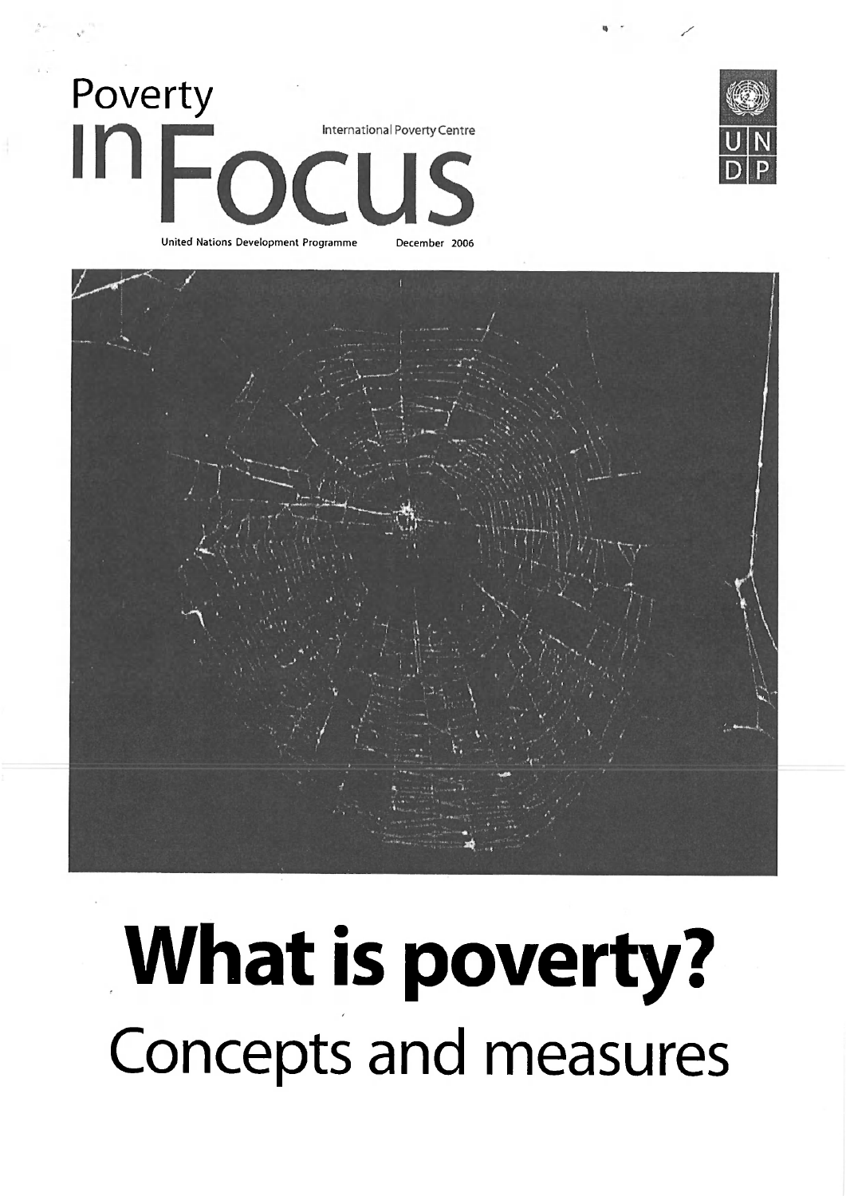# Poverty in Focus

International Poverty Centre

United Nations Development Programme December 2006

# What is poverty?

## Concepts and measures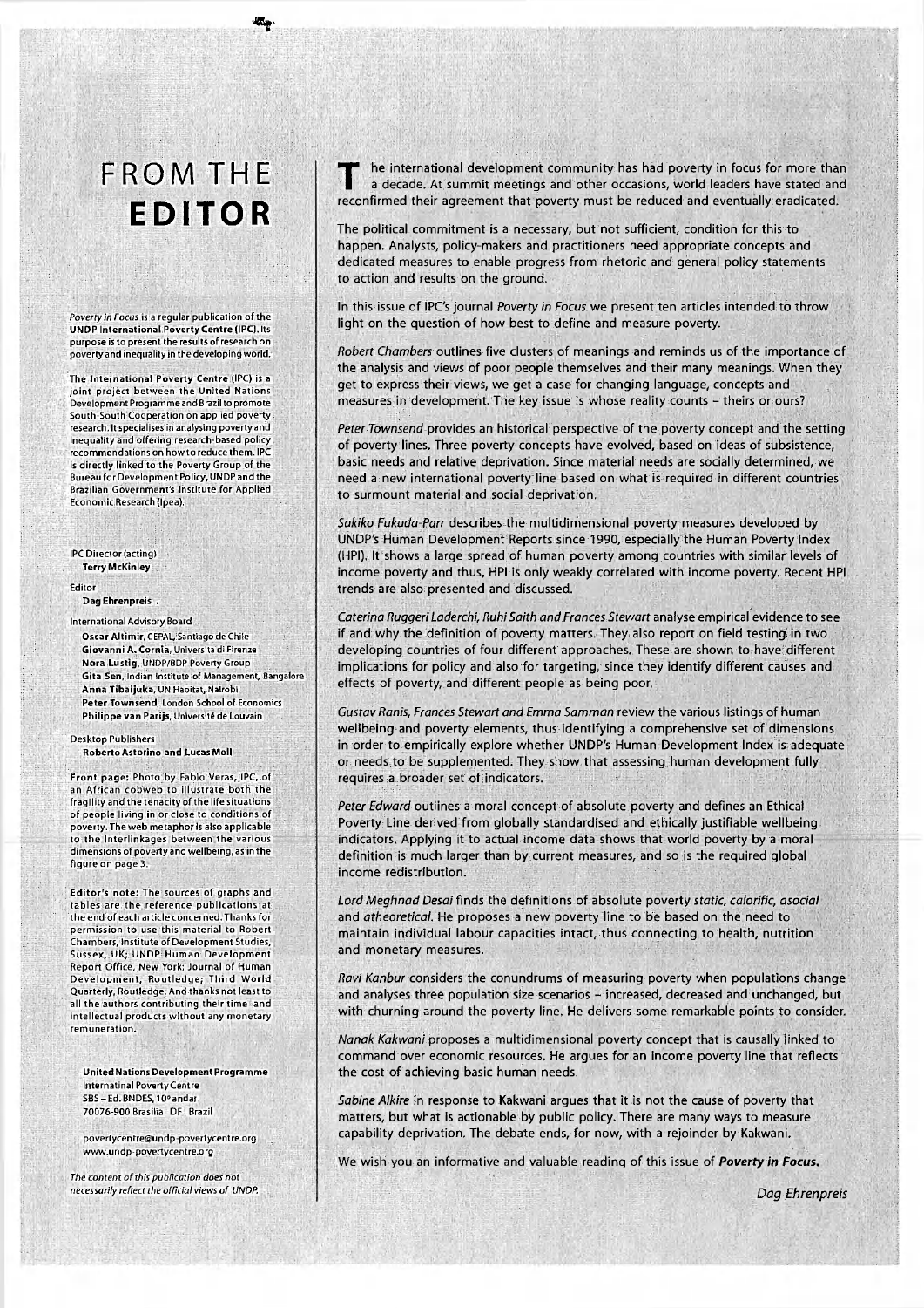# FROM THE EDITOR

*Poverty in Focus* is a regular publication of the UNDP International Poverty Centre (IPC). Its purpose is to present the results of research on poverty and inequality in the developing world.

The International Poverty Centre (IPC) is a joint project between the United Nations Development Programme and Brazil to promote South-South Cooperation on applied poverty research. It specialises in analysing poverty and inequality and offering research-based policy recommendations on how to reduce them. IPC is directly linked to the Poverty Group of the Bureau for Development Policy, UNDP and the Brazilian Government's Institute for Applied Economic Research (Ipea).

IPC Director (acting)
**Terry McKinley**

Editor
**Dag Ehrenpreis**

International Advisory Board
**Oscar Altimir**, CEPAL, Santiago de Chile
**Giovanni A. Cornia**, Università di Firenze
**Nora Lustig**, UNDP/BDP Poverty Group
**Gita Sen**, Indian Institute of Management, Bangalore
**Anna Tibaijuka**, UN Habitat, Nairobi
**Peter Townsend**, London School of Economics
**Philippe van Parijs**, Université de Louvain

Desktop Publishers
**Roberto Astorino and Lucas Moll**

**Front page:** Photo by Fabio Veras, IPC, of an African cobweb to illustrate both the fragility and the tenacity of the life situations of people living in or close to conditions of poverty. The web metaphor is also applicable to the interlinkages between the various dimensions of poverty and wellbeing, as in the figure on page 3.

**Editor's note:** The sources of graphs and tables are the reference publications at the end of each article concerned. Thanks for permission to use this material to Robert Chambers, Institute of Development Studies, Sussex, UK; UNDP Human Development Report Office, New York; Journal of Human Development, Routledge; Third World Quarterly, Routledge. And thanks not least to all the authors contributing their time and intellectual products without any monetary remuneration.

**United Nations Development Programme**
International Poverty Centre
SBS – Ed. BNDES, 10º andar
70076-900 Brasilia DF Brazil

povertycentre@undp-povertycentre.org
www.undp-povertycentre.org

*The content of this publication does not necessarily reflect the official views of UNDP.*

The international development community has had poverty in focus for more than a decade. At summit meetings and other occasions, world leaders have stated and reconfirmed their agreement that poverty must be reduced and eventually eradicated.

The political commitment is a necessary, but not sufficient, condition for this to happen. Analysts, policy-makers and practitioners need appropriate concepts and dedicated measures to enable progress from rhetoric and general policy statements to action and results on the ground.

In this issue of IPC's journal *Poverty in Focus* we present ten articles intended to throw light on the question of how best to define and measure poverty.

*Robert Chambers* outlines five clusters of meanings and reminds us of the importance of the analysis and views of poor people themselves and their many meanings. When they get to express their views, we get a case for changing language, concepts and measures in development. The key issue is whose reality counts – theirs or ours?

*Peter Townsend* provides an historical perspective of the poverty concept and the setting of poverty lines. Three poverty concepts have evolved, based on ideas of subsistence, basic needs and relative deprivation. Since material needs are socially determined, we need a new international poverty line based on what is required in different countries to surmount material and social deprivation.

*Sakiko Fukuda-Parr* describes the multidimensional poverty measures developed by UNDP's Human Development Reports since 1990, especially the Human Poverty Index (HPI). It shows a large spread of human poverty among countries with similar levels of income poverty and thus, HPI is only weakly correlated with income poverty. Recent HPI trends are also presented and discussed.

*Caterina Ruggeri Laderchi, Ruhi Saith and Frances Stewart* analyse empirical evidence to see if and why the definition of poverty matters. They also report on field testing in two developing countries of four different approaches. These are shown to have different implications for policy and also for targeting, since they identify different causes and effects of poverty, and different people as being poor.

*Gustav Ranis, Frances Stewart and Emma Samman* review the various listings of human wellbeing and poverty elements, thus identifying a comprehensive set of dimensions in order to empirically explore whether UNDP's Human Development Index is adequate or needs to be supplemented. They show that assessing human development fully requires a broader set of indicators.

*Peter Edward* outlines a moral concept of absolute poverty and defines an Ethical Poverty Line derived from globally standardised and ethically justifiable wellbeing indicators. Applying it to actual income data shows that world poverty by a moral definition is much larger than by current measures, and so is the required global income redistribution.

*Lord Meghnad Desai* finds the definitions of absolute poverty *static, calorific, asocial* and *atheoretical*. He proposes a new poverty line to be based on the need to maintain individual labour capacities intact, thus connecting to health, nutrition and monetary measures.

*Ravi Kanbur* considers the conundrums of measuring poverty when populations change and analyses three population size scenarios – increased, decreased and unchanged, but with churning around the poverty line. He delivers some remarkable points to consider.

*Nanak Kakwani* proposes a multidimensional poverty concept that is causally linked to command over economic resources. He argues for an income poverty line that reflects the cost of achieving basic human needs.

*Sabine Alkire* in response to Kakwani argues that it is not the cause of poverty that matters, but what is actionable by public policy. There are many ways to measure capability deprivation. The debate ends, for now, with a rejoinder by Kakwani.

We wish you an informative and valuable reading of this issue of ***Poverty in Focus.***

*Dag Ehrenpreis*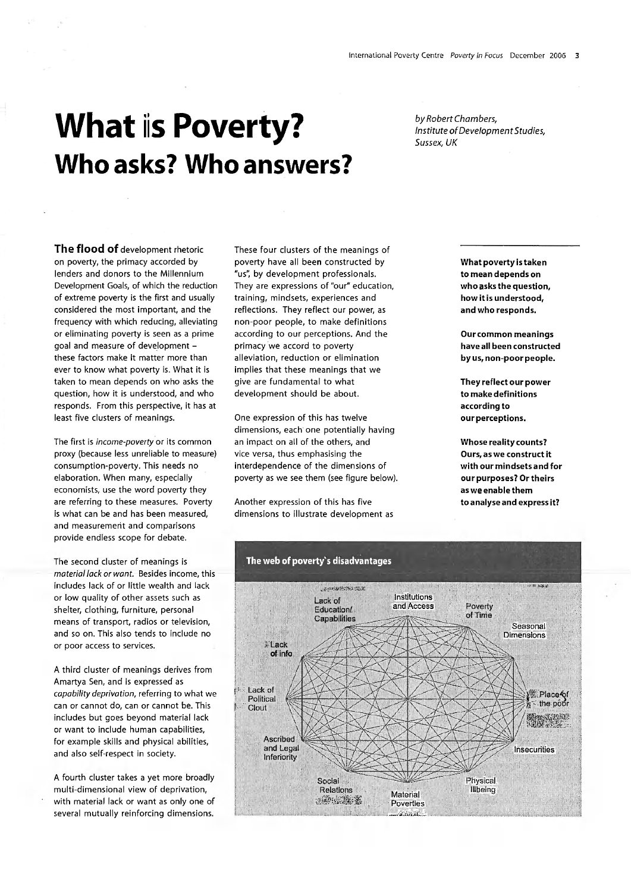# What is Poverty?

## Who asks? Who answers?

*by Robert Chambers, Institute of Development Studies, Sussex, UK*

**The flood of** development rhetoric on poverty, the primacy accorded by lenders and donors to the Millennium Development Goals, of which the reduction of extreme poverty is the first and usually considered the most important, and the frequency with which reducing, alleviating or eliminating poverty is seen as a prime goal and measure of development – these factors make it matter more than ever to know what poverty is. What it is taken to mean depends on who asks the question, how it is understood, and who responds. From this perspective, it has at least five clusters of meanings.

The first is *income-poverty* or its common proxy (because less unreliable to measure) consumption-poverty. This needs no elaboration. When many, especially economists, use the word poverty they are referring to these measures. Poverty is what can be and has been measured, and measurement and comparisons provide endless scope for debate.

The second cluster of meanings is *material lack or want*. Besides income, this includes lack of or little wealth and lack or low quality of other assets such as shelter, clothing, furniture, personal means of transport, radios or television, and so on. This also tends to include no or poor access to services.

A third cluster of meanings derives from Amartya Sen, and is expressed as *capability deprivation*, referring to what we can or cannot do, or can or cannot be. This includes but goes beyond material lack or want to include human capabilities, for example skills and physical abilities, and also self-respect in society.

A fourth cluster takes a yet more broadly multi-dimensional view of deprivation, with material lack or want as only one of several mutually reinforcing dimensions.

These four clusters of the meanings of poverty have all been constructed by "us", by development professionals. They are expressions of "our" education, training, mindsets, experiences and reflections. They reflect our power, as non-poor people, to make definitions according to our perceptions. And the primacy we accord to poverty alleviation, reduction or elimination implies that these meanings that we give are fundamental to what development should be about.

One expression of this has twelve dimensions, each one potentially having an impact on all of the others, and vice versa, thus emphasising the interdependence of the dimensions of poverty as we see them (see figure below).

Another expression of this has five dimensions to illustrate development as

**What poverty is taken to mean depends on who asks the question, how it is understood, and who responds.**

**Our common meanings have all been constructed by us, non-poor people.**

**They reflect our power to make definitions according to our perceptions.**

**Whose reality counts? Ours, as we construct it with our mindsets and for our purposes? Or theirs as we enable them to analyse and express it?**

**The web of poverty's disadvantages**

Lack of Education/ Capabilities; Institutions and Access; Poverty of Time; Seasonal Dimensions; Lack of info; Lack of Political Clout; Place of the poor; Ascribed and Legal Inferiority; Insecurities; Social Relations; Material Poverties; Physical Illbeing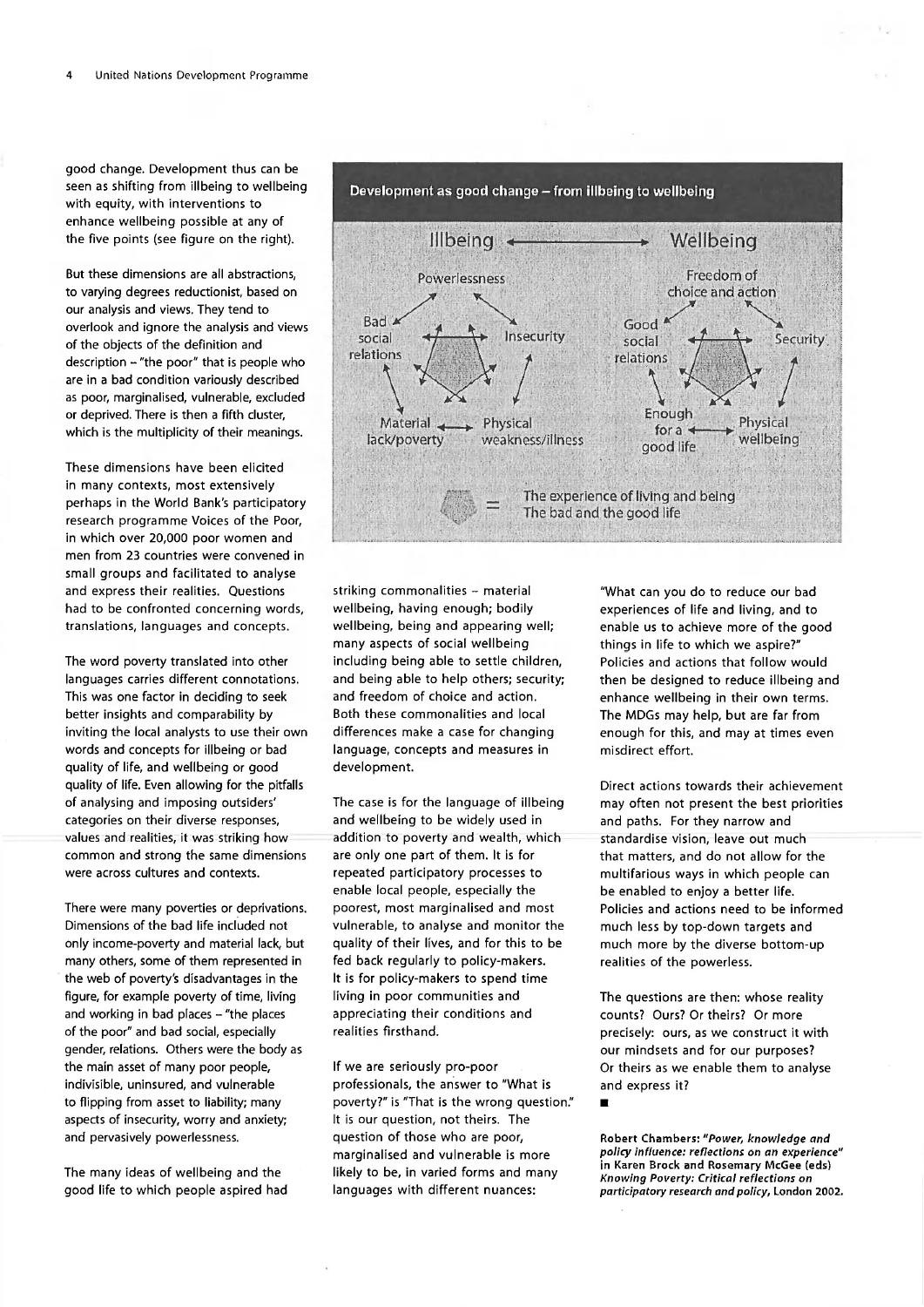good change. Development thus can be seen as shifting from illbeing to wellbeing with equity, with interventions to enhance wellbeing possible at any of the five points (see figure on the right).

But these dimensions are all abstractions, to varying degrees reductionist, based on our analysis and views. They tend to overlook and ignore the analysis and views of the objects of the definition and description – "the poor" that is people who are in a bad condition variously described as poor, marginalised, vulnerable, excluded or deprived. There is then a fifth cluster, which is the multiplicity of their meanings.

These dimensions have been elicited in many contexts, most extensively perhaps in the World Bank's participatory research programme Voices of the Poor, in which over 20,000 poor women and men from 23 countries were convened in small groups and facilitated to analyse and express their realities. Questions had to be confronted concerning words, translations, languages and concepts.

The word poverty translated into other languages carries different connotations. This was one factor in deciding to seek better insights and comparability by inviting the local analysts to use their own words and concepts for illbeing or bad quality of life, and wellbeing or good quality of life. Even allowing for the pitfalls of analysing and imposing outsiders' categories on their diverse responses, values and realities, it was striking how common and strong the same dimensions were across cultures and contexts.

There were many poverties or deprivations. Dimensions of the bad life included not only income-poverty and material lack, but many others, some of them represented in the web of poverty's disadvantages in the figure, for example poverty of time, living and working in bad places – "the places of the poor" and bad social, especially gender, relations. Others were the body as the main asset of many poor people, indivisible, uninsured, and vulnerable to flipping from asset to liability; many aspects of insecurity, worry and anxiety; and pervasively powerlessness.

The many ideas of wellbeing and the good life to which people aspired had striking commonalities – material wellbeing, having enough; bodily wellbeing, being and appearing well; many aspects of social wellbeing including being able to settle children, and being able to help others; security; and freedom of choice and action. Both these commonalities and local differences make a case for changing language, concepts and measures in development.

The case is for the language of illbeing and wellbeing to be widely used in addition to poverty and wealth, which are only one part of them. It is for repeated participatory processes to enable local people, especially the poorest, most marginalised and most vulnerable, to analyse and monitor the quality of their lives, and for this to be fed back regularly to policy-makers. It is for policy-makers to spend time living in poor communities and appreciating their conditions and realities firsthand.

If we are seriously pro-poor professionals, the answer to "What is poverty?" is "That is the wrong question." It is our question, not theirs. The question of those who are poor, marginalised and vulnerable is more likely to be, in varied forms and many languages with different nuances: "What can you do to reduce our bad experiences of life and living, and to enable us to achieve more of the good things in life to which we aspire?" Policies and actions that follow would then be designed to reduce illbeing and enhance wellbeing in their own terms. The MDGs may help, but are far from enough for this, and may at times even misdirect effort.

Direct actions towards their achievement may often not present the best priorities and paths. For they narrow and standardise vision, leave out much that matters, and do not allow for the multifarious ways in which people can be enabled to enjoy a better life. Policies and actions need to be informed much less by top-down targets and much more by the diverse bottom-up realities of the powerless.

The questions are then: whose reality counts? Ours? Or theirs? Or more precisely: ours, as we construct it with our mindsets and for our purposes? Or theirs as we enable them to analyse and express it?

■

**Development as good change – from illbeing to wellbeing**

Illbeing ⟷ Wellbeing

Powerlessness
Bad social relations
Insecurity
Material lack/poverty
Physical weakness/illness

Freedom of choice and action
Good social relations
Security
Enough for a good life
Physical wellbeing

= The experience of living and being
The bad and the good life

**Robert Chambers: *"Power, knowledge and policy influence: reflections on an experience"* in Karen Brock and Rosemary McGee (eds) *Knowing Poverty: Critical reflections on participatory research and policy*, London 2002.**